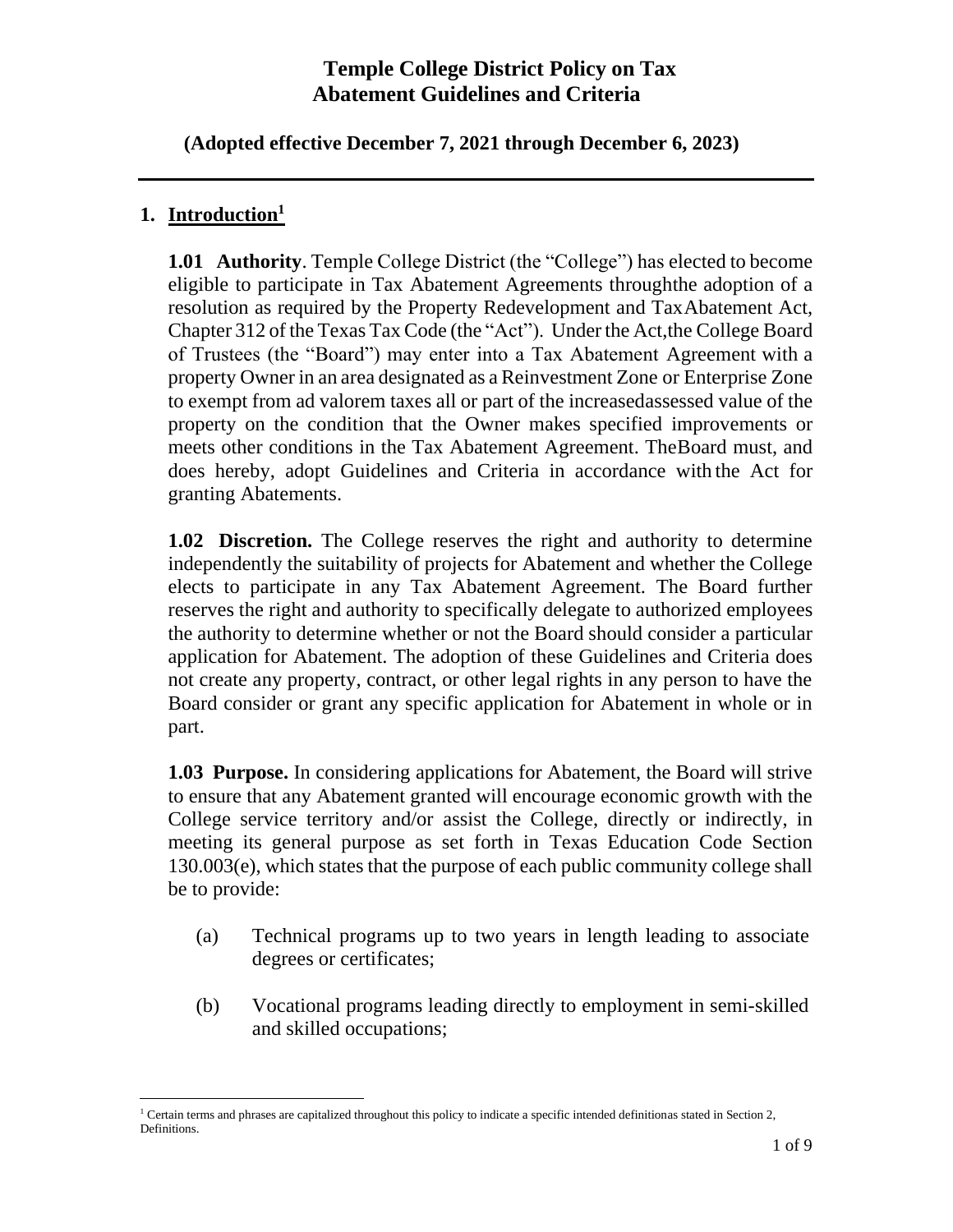# Temple College District Policy on Tax Abatement Guidelines and Criteria

**(Adopted effective December 7, 2021 through December 6, 2023)**

## 1. Introduction[1]

**1.01 Authority**. Temple College District (the "College") has elected to become eligible to participate in Tax Abatement Agreements throughthe adoption of a resolution as required by the Property Redevelopment and TaxAbatement Act, Chapter 312 of the Texas Tax Code (the "Act"). Under the Act,the College Board of Trustees (the "Board") may enter into a Tax Abatement Agreement with a property Owner in an area designated as a Reinvestment Zone or Enterprise Zone to exempt from ad valorem taxes all or part of the increasedassessed value of the property on the condition that the Owner makes specified improvements or meets other conditions in the Tax Abatement Agreement. TheBoard must, and does hereby, adopt Guidelines and Criteria in accordance with the Act for granting Abatements.

**1.02 Discretion.** The College reserves the right and authority to determine independently the suitability of projects for Abatement and whether the College elects to participate in any Tax Abatement Agreement. The Board further reserves the right and authority to specifically delegate to authorized employees the authority to determine whether or not the Board should consider a particular application for Abatement. The adoption of these Guidelines and Criteria does not create any property, contract, or other legal rights in any person to have the Board consider or grant any specific application for Abatement in whole or in part.

**1.03 Purpose.** In considering applications for Abatement, the Board will strive to ensure that any Abatement granted will encourage economic growth with the College service territory and/or assist the College, directly or indirectly, in meeting its general purpose as set forth in Texas Education Code Section 130.003(e), which states that the purpose of each public community college shall be to provide:

(a) Technical programs up to two years in length leading to associate degrees or certificates;

(b) Vocational programs leading directly to employment in semi-skilled and skilled occupations;

[1] Certain terms and phrases are capitalized throughout this policy to indicate a specific intended definitionas stated in Section 2, Definitions.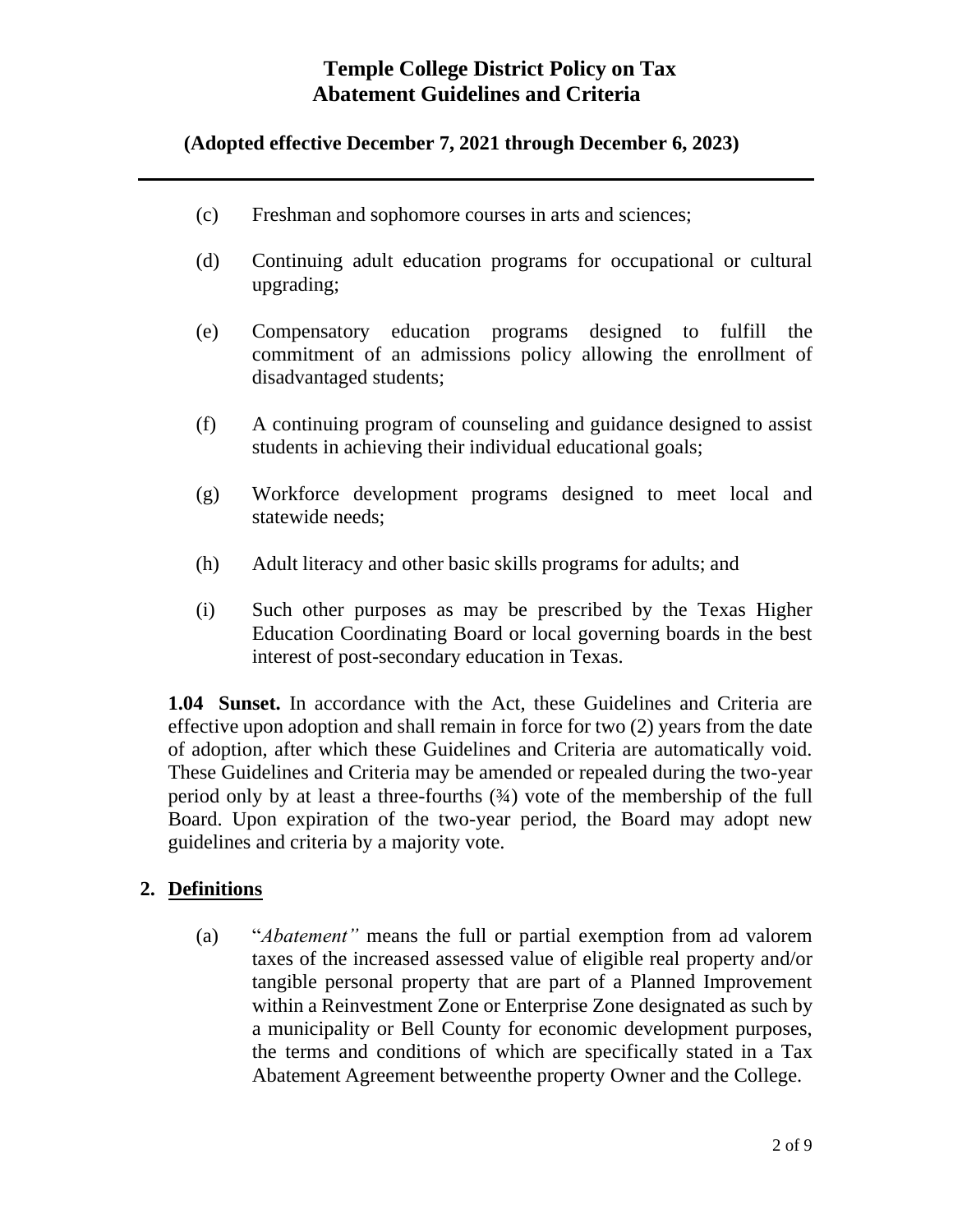(c) Freshman and sophomore courses in arts and sciences;

(d) Continuing adult education programs for occupational or cultural upgrading;

(e) Compensatory education programs designed to fulfill the commitment of an admissions policy allowing the enrollment of disadvantaged students;

(f) A continuing program of counseling and guidance designed to assist students in achieving their individual educational goals;

(g) Workforce development programs designed to meet local and statewide needs;

(h) Adult literacy and other basic skills programs for adults; and

(i) Such other purposes as may be prescribed by the Texas Higher Education Coordinating Board or local governing boards in the best interest of post-secondary education in Texas.

**1.04 Sunset.** In accordance with the Act, these Guidelines and Criteria are effective upon adoption and shall remain in force for two (2) years from the date of adoption, after which these Guidelines and Criteria are automatically void. These Guidelines and Criteria may be amended or repealed during the two-year period only by at least a three-fourths (¾) vote of the membership of the full Board. Upon expiration of the two-year period, the Board may adopt new guidelines and criteria by a majority vote.

## 2. Definitions

(a) "*Abatement"* means the full or partial exemption from ad valorem taxes of the increased assessed value of eligible real property and/or tangible personal property that are part of a Planned Improvement within a Reinvestment Zone or Enterprise Zone designated as such by a municipality or Bell County for economic development purposes, the terms and conditions of which are specifically stated in a Tax Abatement Agreement betweenthe property Owner and the College.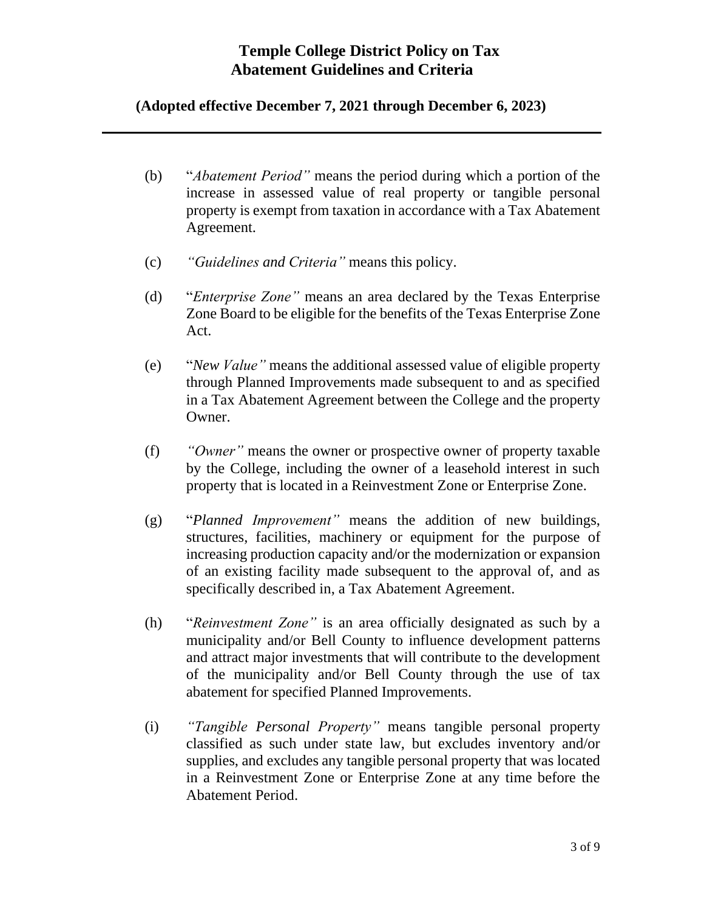(b) "*Abatement Period*" means the period during which a portion of the increase in assessed value of real property or tangible personal property is exempt from taxation in accordance with a Tax Abatement Agreement.

(c) "*Guidelines and Criteria*" means this policy.

(d) "*Enterprise Zone*" means an area declared by the Texas Enterprise Zone Board to be eligible for the benefits of the Texas Enterprise Zone Act.

(e) "*New Value*" means the additional assessed value of eligible property through Planned Improvements made subsequent to and as specified in a Tax Abatement Agreement between the College and the property Owner.

(f) "*Owner*" means the owner or prospective owner of property taxable by the College, including the owner of a leasehold interest in such property that is located in a Reinvestment Zone or Enterprise Zone.

(g) "*Planned Improvement*" means the addition of new buildings, structures, facilities, machinery or equipment for the purpose of increasing production capacity and/or the modernization or expansion of an existing facility made subsequent to the approval of, and as specifically described in, a Tax Abatement Agreement.

(h) "*Reinvestment Zone*" is an area officially designated as such by a municipality and/or Bell County to influence development patterns and attract major investments that will contribute to the development of the municipality and/or Bell County through the use of tax abatement for specified Planned Improvements.

(i) "*Tangible Personal Property*" means tangible personal property classified as such under state law, but excludes inventory and/or supplies, and excludes any tangible personal property that was located in a Reinvestment Zone or Enterprise Zone at any time before the Abatement Period.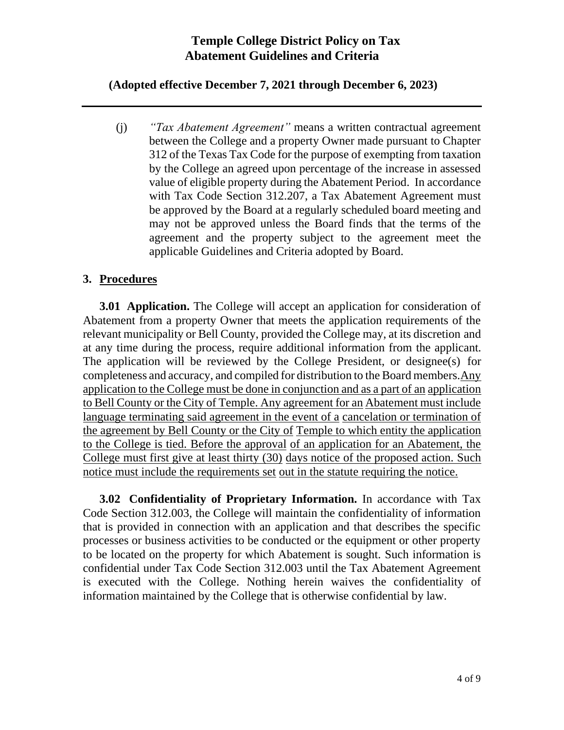(j) *"Tax Abatement Agreement"* means a written contractual agreement between the College and a property Owner made pursuant to Chapter 312 of the Texas Tax Code for the purpose of exempting from taxation by the College an agreed upon percentage of the increase in assessed value of eligible property during the Abatement Period. In accordance with Tax Code Section 312.207, a Tax Abatement Agreement must be approved by the Board at a regularly scheduled board meeting and may not be approved unless the Board finds that the terms of the agreement and the property subject to the agreement meet the applicable Guidelines and Criteria adopted by Board.

## 3. Procedures

**3.01 Application.** The College will accept an application for consideration of Abatement from a property Owner that meets the application requirements of the relevant municipality or Bell County, provided the College may, at its discretion and at any time during the process, require additional information from the applicant. The application will be reviewed by the College President, or designee(s) for completeness and accuracy, and compiled for distribution to the Board members. <u>Any application to the College must be done in conjunction and as a part of an application to Bell County or the City of Temple. Any agreement for an Abatement must include language terminating said agreement in the event of a cancelation or termination of the agreement by Bell County or the City of Temple to which entity the application to the College is tied. Before the approval of an application for an Abatement, the College must first give at least thirty (30) days notice of the proposed action. Such notice must include the requirements set out in the statute requiring the notice.</u>

**3.02 Confidentiality of Proprietary Information.** In accordance with Tax Code Section 312.003, the College will maintain the confidentiality of information that is provided in connection with an application and that describes the specific processes or business activities to be conducted or the equipment or other property to be located on the property for which Abatement is sought. Such information is confidential under Tax Code Section 312.003 until the Tax Abatement Agreement is executed with the College. Nothing herein waives the confidentiality of information maintained by the College that is otherwise confidential by law.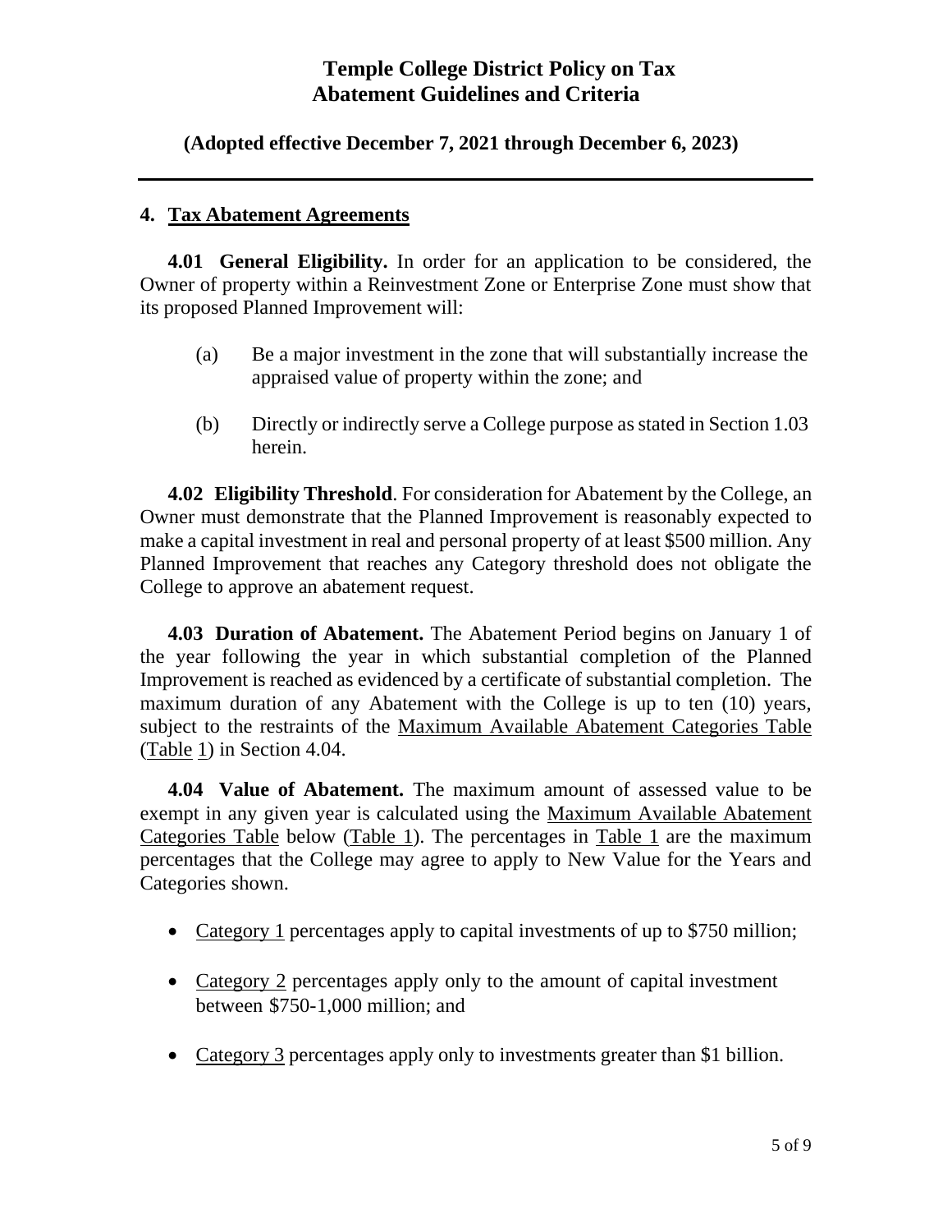# Temple College District Policy on Tax Abatement Guidelines and Criteria

**(Adopted effective December 7, 2021 through December 6, 2023)**

---

## 4. Tax Abatement Agreements

**4.01 General Eligibility.** In order for an application to be considered, the Owner of property within a Reinvestment Zone or Enterprise Zone must show that its proposed Planned Improvement will:

(a) Be a major investment in the zone that will substantially increase the appraised value of property within the zone; and

(b) Directly or indirectly serve a College purpose as stated in Section 1.03 herein.

**4.02 Eligibility Threshold**. For consideration for Abatement by the College, an Owner must demonstrate that the Planned Improvement is reasonably expected to make a capital investment in real and personal property of at least $500 million. Any Planned Improvement that reaches any Category threshold does not obligate the College to approve an abatement request.

**4.03 Duration of Abatement.** The Abatement Period begins on January 1 of the year following the year in which substantial completion of the Planned Improvement is reached as evidenced by a certificate of substantial completion. The maximum duration of any Abatement with the College is up to ten (10) years, subject to the restraints of the Maximum Available Abatement Categories Table (Table 1) in Section 4.04.

**4.04 Value of Abatement.** The maximum amount of assessed value to be exempt in any given year is calculated using the Maximum Available Abatement Categories Table below (Table 1). The percentages in Table 1 are the maximum percentages that the College may agree to apply to New Value for the Years and Categories shown.

- Category 1 percentages apply to capital investments of up to $750 million;
- Category 2 percentages apply only to the amount of capital investment between $750-1,000 million; and
- Category 3 percentages apply only to investments greater than $1 billion.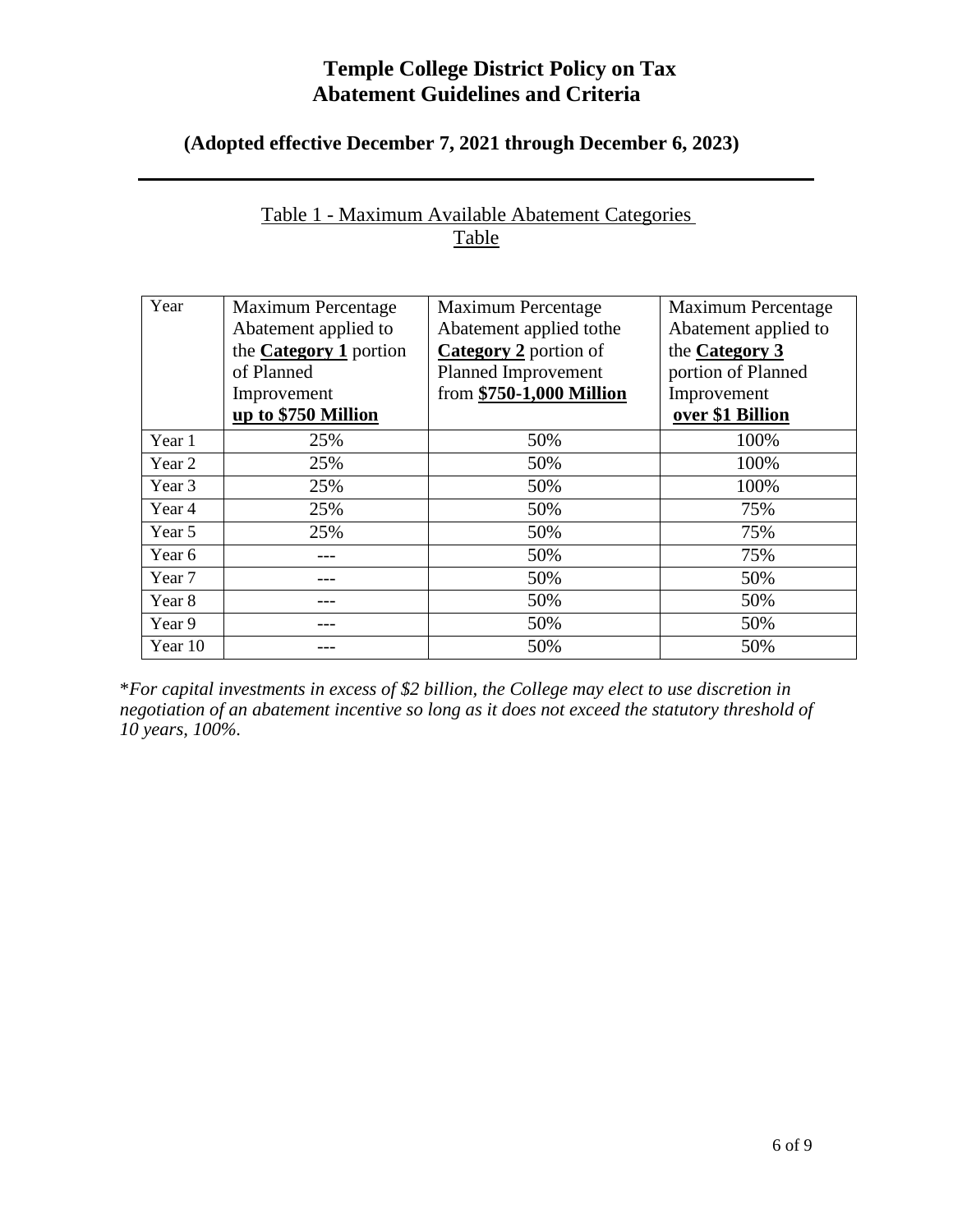# Temple College District Policy on Tax Abatement Guidelines and Criteria

## (Adopted effective December 7, 2021 through December 6, 2023)

Table 1 - Maximum Available Abatement Categories Table

| Year | Maximum Percentage Abatement applied to the **Category 1** portion of Planned Improvement **up to $750 Million** | Maximum Percentage Abatement applied tothe **Category 2** portion of Planned Improvement from **$750-1,000 Million** | Maximum Percentage Abatement applied to the **Category 3** portion of Planned Improvement **over $1 Billion** |
|---|---|---|---|
| Year 1 | 25% | 50% | 100% |
| Year 2 | 25% | 50% | 100% |
| Year 3 | 25% | 50% | 100% |
| Year 4 | 25% | 50% | 75% |
| Year 5 | 25% | 50% | 75% |
| Year 6 | --- | 50% | 75% |
| Year 7 | --- | 50% | 50% |
| Year 8 | --- | 50% | 50% |
| Year 9 | --- | 50% | 50% |
| Year 10 | --- | 50% | 50% |

\**For capital investments in excess of $2 billion, the College may elect to use discretion in negotiation of an abatement incentive so long as it does not exceed the statutory threshold of 10 years, 100%.*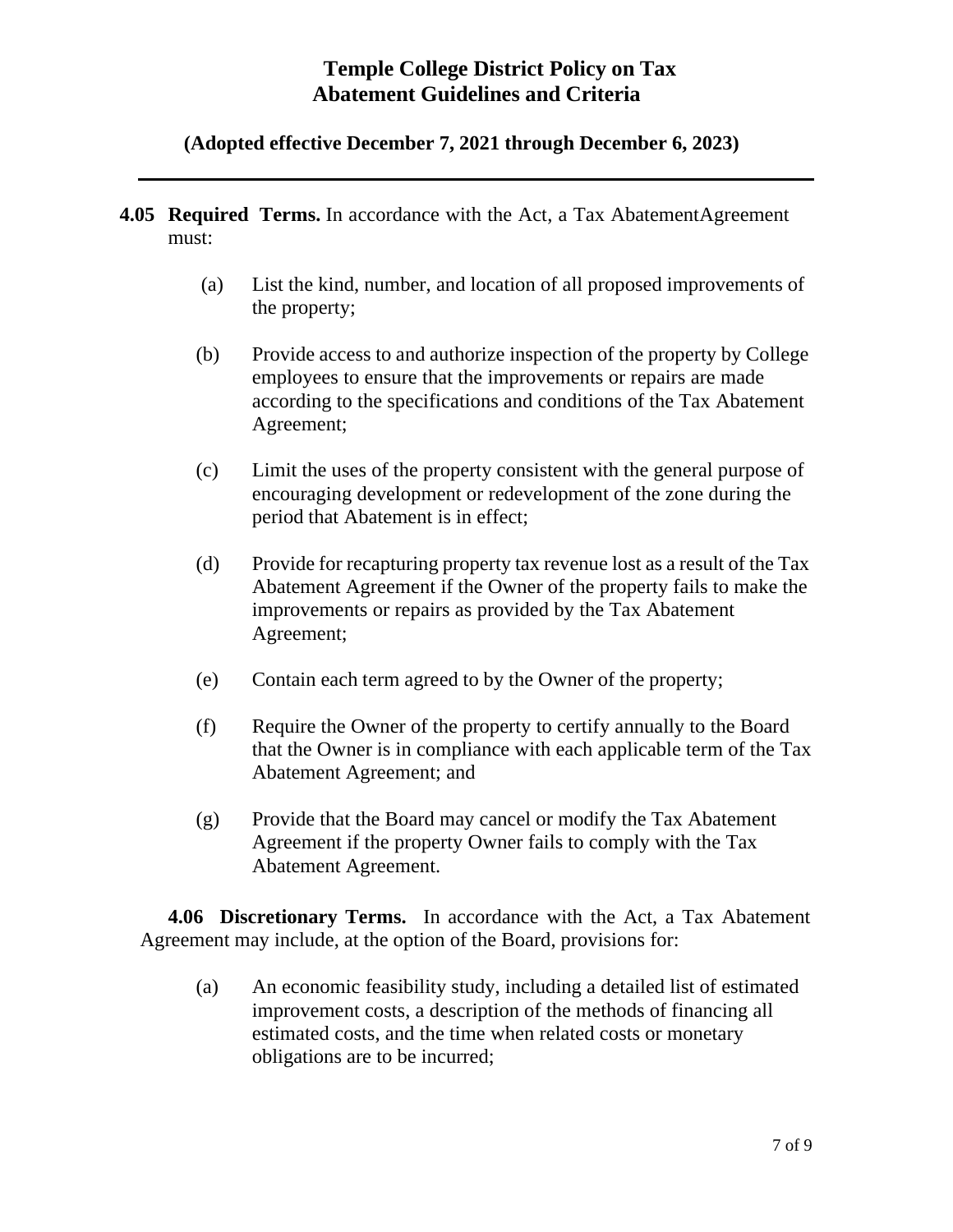**4.05 Required Terms.** In accordance with the Act, a Tax AbatementAgreement must:

(a) List the kind, number, and location of all proposed improvements of the property;

(b) Provide access to and authorize inspection of the property by College employees to ensure that the improvements or repairs are made according to the specifications and conditions of the Tax Abatement Agreement;

(c) Limit the uses of the property consistent with the general purpose of encouraging development or redevelopment of the zone during the period that Abatement is in effect;

(d) Provide for recapturing property tax revenue lost as a result of the Tax Abatement Agreement if the Owner of the property fails to make the improvements or repairs as provided by the Tax Abatement Agreement;

(e) Contain each term agreed to by the Owner of the property;

(f) Require the Owner of the property to certify annually to the Board that the Owner is in compliance with each applicable term of the Tax Abatement Agreement; and

(g) Provide that the Board may cancel or modify the Tax Abatement Agreement if the property Owner fails to comply with the Tax Abatement Agreement.

**4.06 Discretionary Terms.** In accordance with the Act, a Tax Abatement Agreement may include, at the option of the Board, provisions for:

(a) An economic feasibility study, including a detailed list of estimated improvement costs, a description of the methods of financing all estimated costs, and the time when related costs or monetary obligations are to be incurred;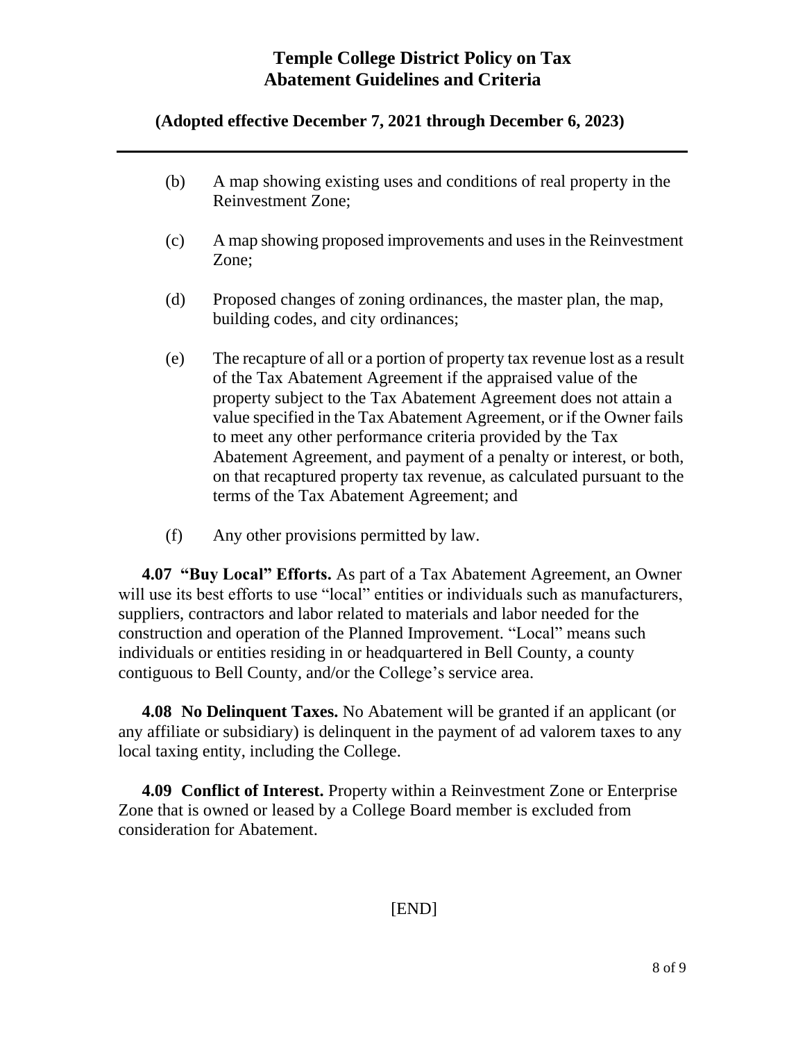(b) A map showing existing uses and conditions of real property in the Reinvestment Zone;

(c) A map showing proposed improvements and uses in the Reinvestment Zone;

(d) Proposed changes of zoning ordinances, the master plan, the map, building codes, and city ordinances;

(e) The recapture of all or a portion of property tax revenue lost as a result of the Tax Abatement Agreement if the appraised value of the property subject to the Tax Abatement Agreement does not attain a value specified in the Tax Abatement Agreement, or if the Owner fails to meet any other performance criteria provided by the Tax Abatement Agreement, and payment of a penalty or interest, or both, on that recaptured property tax revenue, as calculated pursuant to the terms of the Tax Abatement Agreement; and

(f) Any other provisions permitted by law.

**4.07 "Buy Local" Efforts.** As part of a Tax Abatement Agreement, an Owner will use its best efforts to use "local" entities or individuals such as manufacturers, suppliers, contractors and labor related to materials and labor needed for the construction and operation of the Planned Improvement. "Local" means such individuals or entities residing in or headquartered in Bell County, a county contiguous to Bell County, and/or the College's service area.

**4.08 No Delinquent Taxes.** No Abatement will be granted if an applicant (or any affiliate or subsidiary) is delinquent in the payment of ad valorem taxes to any local taxing entity, including the College.

**4.09 Conflict of Interest.** Property within a Reinvestment Zone or Enterprise Zone that is owned or leased by a College Board member is excluded from consideration for Abatement.

[END]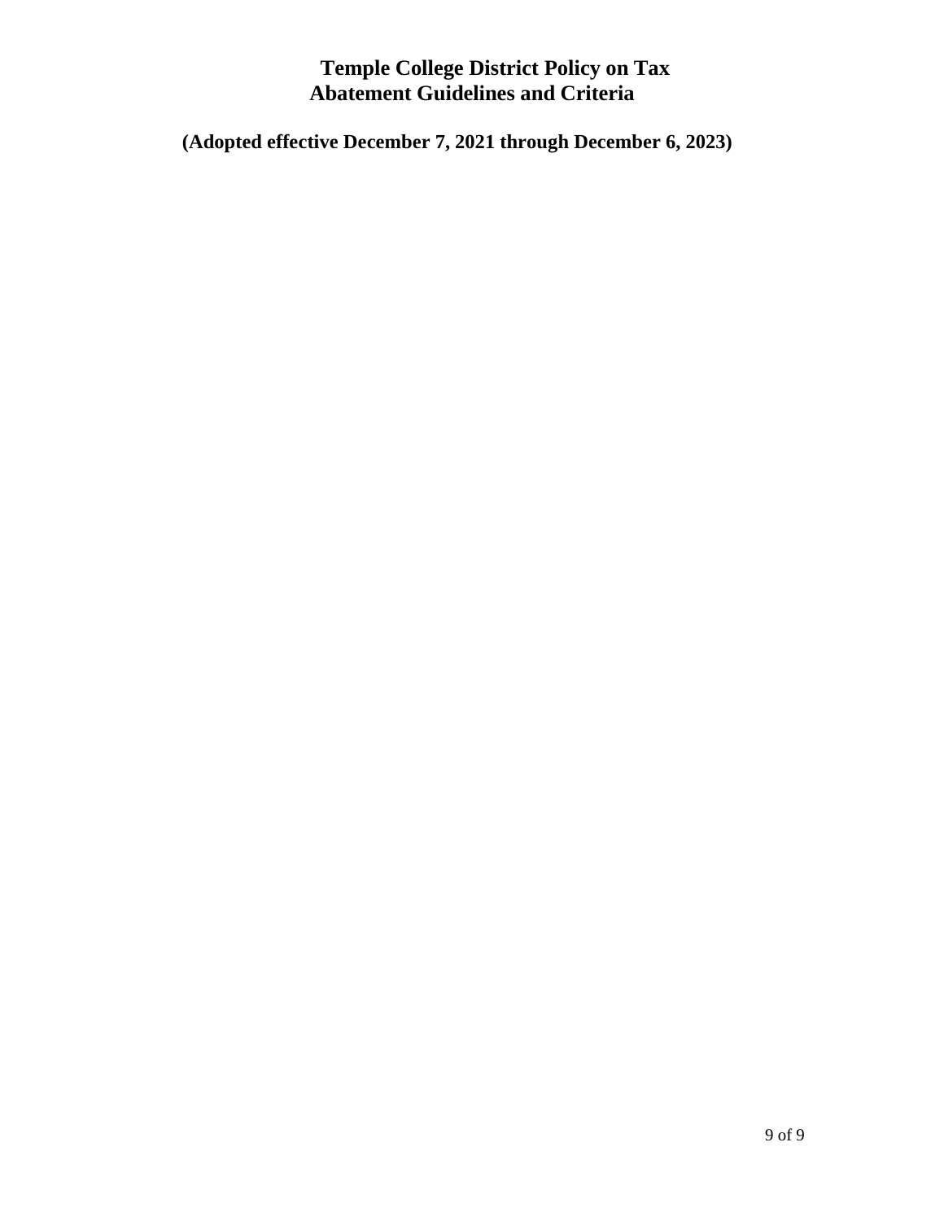**Temple College District Policy on Tax Abatement Guidelines and Criteria**

**(Adopted effective December 7, 2021 through December 6, 2023)**